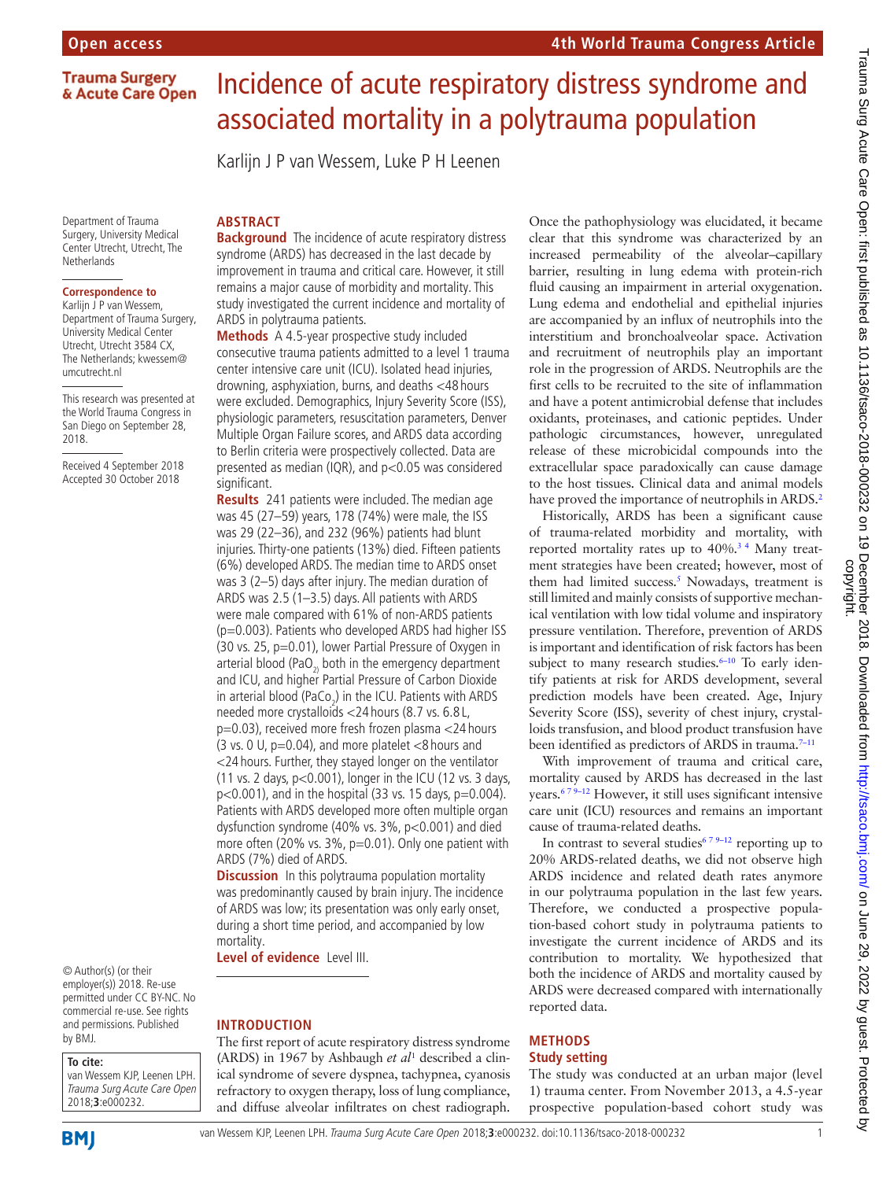Open access

4th World Trauma Congress Article

# Incidence of acute respiratory distress syndrome and associated mortality in a polytrauma population

Karlijn J P van Wessem, Luke P H Leenen

Department of Trauma Surgery, University Medical Center Utrecht, Utrecht, The Netherlands

**Correspondence to**
Karlijn J P van Wessem, Department of Trauma Surgery, University Medical Center Utrecht, Utrecht 3584 CX, The Netherlands; kwessem@umcutrecht.nl

This research was presented at the World Trauma Congress in San Diego on September 28, 2018.

Received 4 September 2018
Accepted 30 October 2018

© Author(s) (or their employer(s)) 2018. Re-use permitted under CC BY-NC. No commercial re-use. See rights and permissions. Published by BMJ.

**To cite:** van Wessem KJP, Leenen LPH. *Trauma Surg Acute Care Open* 2018;**3**:e000232.

## ABSTRACT

**Background** The incidence of acute respiratory distress syndrome (ARDS) has decreased in the last decade by improvement in trauma and critical care. However, it still remains a major cause of morbidity and mortality. This study investigated the current incidence and mortality of ARDS in polytrauma patients.

**Methods** A 4.5-year prospective study included consecutive trauma patients admitted to a level 1 trauma center intensive care unit (ICU). Isolated head injuries, drowning, asphyxiation, burns, and deaths <48 hours were excluded. Demographics, Injury Severity Score (ISS), physiologic parameters, resuscitation parameters, Denver Multiple Organ Failure scores, and ARDS data according to Berlin criteria were prospectively collected. Data are presented as median (IQR), and p<0.05 was considered significant.

**Results** 241 patients were included. The median age was 45 (27–59) years, 178 (74%) were male, the ISS was 29 (22–36), and 232 (96%) patients had blunt injuries. Thirty-one patients (13%) died. Fifteen patients (6%) developed ARDS. The median time to ARDS onset was 3 (2–5) days after injury. The median duration of ARDS was 2.5 (1–3.5) days. All patients with ARDS were male compared with 61% of non-ARDS patients (p=0.003). Patients who developed ARDS had higher ISS (30 vs. 25, p=0.01), lower Partial Pressure of Oxygen in arterial blood ($PaO_2$) both in the emergency department and ICU, and higher Partial Pressure of Carbon Dioxide in arterial blood ($PaCo_2$) in the ICU. Patients with ARDS needed more crystalloids <24 hours (8.7 vs. 6.8 L, p=0.03), received more fresh frozen plasma <24 hours (3 vs. 0 U, p=0.04), and more platelet <8 hours and <24 hours. Further, they stayed longer on the ventilator (11 vs. 2 days, p<0.001), longer in the ICU (12 vs. 3 days, p<0.001), and in the hospital (33 vs. 15 days, p=0.004). Patients with ARDS developed more often multiple organ dysfunction syndrome (40% vs. 3%, p<0.001) and died more often (20% vs. 3%, p=0.01). Only one patient with ARDS (7%) died of ARDS.

**Discussion** In this polytrauma population mortality was predominantly caused by brain injury. The incidence of ARDS was low; its presentation was only early onset, during a short time period, and accompanied by low mortality.

**Level of evidence** Level III.

## INTRODUCTION

The first report of acute respiratory distress syndrome (ARDS) in 1967 by Ashbaugh *et al*[1] described a clinical syndrome of severe dyspnea, tachypnea, cyanosis refractory to oxygen therapy, loss of lung compliance, and diffuse alveolar infiltrates on chest radiograph. Once the pathophysiology was elucidated, it became clear that this syndrome was characterized by an increased permeability of the alveolar–capillary barrier, resulting in lung edema with protein-rich fluid causing an impairment in arterial oxygenation. Lung edema and endothelial and epithelial injuries are accompanied by an influx of neutrophils into the interstitium and bronchoalveolar space. Activation and recruitment of neutrophils play an important role in the progression of ARDS. Neutrophils are the first cells to be recruited to the site of inflammation and have a potent antimicrobial defense that includes oxidants, proteinases, and cationic peptides. Under pathologic circumstances, however, unregulated release of these microbicidal compounds into the extracellular space paradoxically can cause damage to the host tissues. Clinical data and animal models have proved the importance of neutrophils in ARDS.[2]

Historically, ARDS has been a significant cause of trauma-related morbidity and mortality, with reported mortality rates up to 40%.[3,4] Many treatment strategies have been created; however, most of them had limited success.[5] Nowadays, treatment is still limited and mainly consists of supportive mechanical ventilation with low tidal volume and inspiratory pressure ventilation. Therefore, prevention of ARDS is important and identification of risk factors has been subject to many research studies.[6–10] To early identify patients at risk for ARDS development, several prediction models have been created. Age, Injury Severity Score (ISS), severity of chest injury, crystalloids transfusion, and blood product transfusion have been identified as predictors of ARDS in trauma.[7–11]

With improvement of trauma and critical care, mortality caused by ARDS has decreased in the last years.[6,7,9–12] However, it still uses significant intensive care unit (ICU) resources and remains an important cause of trauma-related deaths.

In contrast to several studies[6,7,9–12] reporting up to 20% ARDS-related deaths, we did not observe high ARDS incidence and related death rates anymore in our polytrauma population in the last few years. Therefore, we conducted a prospective population-based cohort study in polytrauma patients to investigate the current incidence of ARDS and its contribution to mortality. We hypothesized that both the incidence of ARDS and mortality caused by ARDS were decreased compared with internationally reported data.

## METHODS

### Study setting

The study was conducted at an urban major (level 1) trauma center. From November 2013, a 4.5-year prospective population-based cohort study was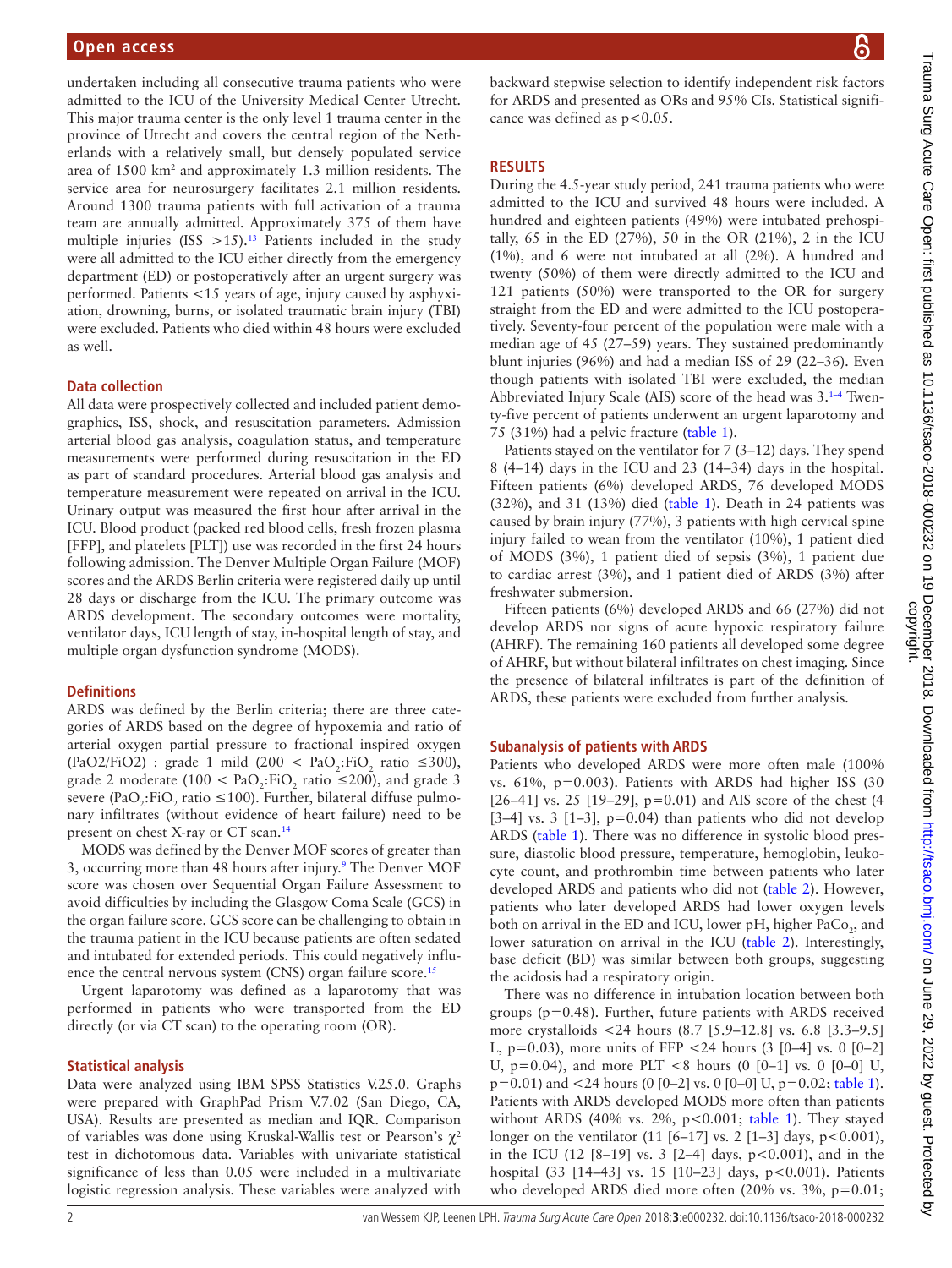undertaken including all consecutive trauma patients who were admitted to the ICU of the University Medical Center Utrecht. This major trauma center is the only level 1 trauma center in the province of Utrecht and covers the central region of the Netherlands with a relatively small, but densely populated service area of 1500 km$^2$ and approximately 1.3 million residents. The service area for neurosurgery facilitates 2.1 million residents. Around 1300 trauma patients with full activation of a trauma team are annually admitted. Approximately 375 of them have multiple injuries (ISS >15).[13] Patients included in the study were all admitted to the ICU either directly from the emergency department (ED) or postoperatively after an urgent surgery was performed. Patients <15 years of age, injury caused by asphyxiation, drowning, burns, or isolated traumatic brain injury (TBI) were excluded. Patients who died within 48 hours were excluded as well.

### Data collection

All data were prospectively collected and included patient demographics, ISS, shock, and resuscitation parameters. Admission arterial blood gas analysis, coagulation status, and temperature measurements were performed during resuscitation in the ED as part of standard procedures. Arterial blood gas analysis and temperature measurement were repeated on arrival in the ICU. Urinary output was measured the first hour after arrival in the ICU. Blood product (packed red blood cells, fresh frozen plasma [FFP], and platelets [PLT]) use was recorded in the first 24 hours following admission. The Denver Multiple Organ Failure (MOF) scores and the ARDS Berlin criteria were registered daily up until 28 days or discharge from the ICU. The primary outcome was ARDS development. The secondary outcomes were mortality, ventilator days, ICU length of stay, in-hospital length of stay, and multiple organ dysfunction syndrome (MODS).

### Definitions

ARDS was defined by the Berlin criteria; there are three categories of ARDS based on the degree of hypoxemia and ratio of arterial oxygen partial pressure to fractional inspired oxygen (PaO2/FiO2) : grade 1 mild (200 < $PaO_2$:$FiO_2$ ratio ≤300), grade 2 moderate (100 < $PaO_2$:$FiO_2$ ratio ≤200), and grade 3 severe ($PaO_2$:$FiO_2$ ratio ≤100). Further, bilateral diffuse pulmonary infiltrates (without evidence of heart failure) need to be present on chest X-ray or CT scan.[14]

MODS was defined by the Denver MOF scores of greater than 3, occurring more than 48 hours after injury.[9] The Denver MOF score was chosen over Sequential Organ Failure Assessment to avoid difficulties by including the Glasgow Coma Scale (GCS) in the organ failure score. GCS score can be challenging to obtain in the trauma patient in the ICU because patients are often sedated and intubated for extended periods. This could negatively influence the central nervous system (CNS) organ failure score.[15]

Urgent laparotomy was defined as a laparotomy that was performed in patients who were transported from the ED directly (or via CT scan) to the operating room (OR).

### Statistical analysis

Data were analyzed using IBM SPSS Statistics V.25.0. Graphs were prepared with GraphPad Prism V.7.02 (San Diego, CA, USA). Results are presented as median and IQR. Comparison of variables was done using Kruskal-Wallis test or Pearson's $\chi^2$ test in dichotomous data. Variables with univariate statistical significance of less than 0.05 were included in a multivariate logistic regression analysis. These variables were analyzed with backward stepwise selection to identify independent risk factors for ARDS and presented as ORs and 95% CIs. Statistical significance was defined as $p<0.05$.

## RESULTS

During the 4.5-year study period, 241 trauma patients who were admitted to the ICU and survived 48 hours were included. A hundred and eighteen patients (49%) were intubated prehospitally, 65 in the ED (27%), 50 in the OR (21%), 2 in the ICU (1%), and 6 were not intubated at all (2%). A hundred and twenty (50%) of them were directly admitted to the ICU and 121 patients (50%) were transported to the OR for surgery straight from the ED and were admitted to the ICU postoperatively. Seventy-four percent of the population were male with a median age of 45 (27–59) years. They sustained predominantly blunt injuries (96%) and had a median ISS of 29 (22–36). Even though patients with isolated TBI were excluded, the median Abbreviated Injury Scale (AIS) score of the head was 3.[1–4] Twenty-five percent of patients underwent an urgent laparotomy and 75 (31%) had a pelvic fracture (table 1).

Patients stayed on the ventilator for 7 (3–12) days. They spend 8 (4–14) days in the ICU and 23 (14–34) days in the hospital. Fifteen patients (6%) developed ARDS, 76 developed MODS (32%), and 31 (13%) died (table 1). Death in 24 patients was caused by brain injury (77%), 3 patients with high cervical spine injury failed to wean from the ventilator (10%), 1 patient died of MODS (3%), 1 patient died of sepsis (3%), 1 patient due to cardiac arrest (3%), and 1 patient died of ARDS (3%) after freshwater submersion.

Fifteen patients (6%) developed ARDS and 66 (27%) did not develop ARDS nor signs of acute hypoxic respiratory failure (AHRF). The remaining 160 patients all developed some degree of AHRF, but without bilateral infiltrates on chest imaging. Since the presence of bilateral infiltrates is part of the definition of ARDS, these patients were excluded from further analysis.

### Subanalysis of patients with ARDS

Patients who developed ARDS were more often male (100% vs. 61%, p=0.003). Patients with ARDS had higher ISS (30 [26–41] vs. 25 [19–29], p=0.01) and AIS score of the chest (4 [3–4] vs. 3 [1–3], p=0.04) than patients who did not develop ARDS (table 1). There was no difference in systolic blood pressure, diastolic blood pressure, temperature, hemoglobin, leukocyte count, and prothrombin time between patients who later developed ARDS and patients who did not (table 2). However, patients who later developed ARDS had lower oxygen levels both on arrival in the ED and ICU, lower pH, higher $PaCo_2$, and lower saturation on arrival in the ICU (table 2). Interestingly, base deficit (BD) was similar between both groups, suggesting the acidosis had a respiratory origin.

There was no difference in intubation location between both groups (p=0.48). Further, future patients with ARDS received more crystalloids <24 hours (8.7 [5.9–12.8] vs. 6.8 [3.3–9.5] L, p=0.03), more units of FFP <24 hours (3 [0–4] vs. 0 [0–2] U, p=0.04), and more PLT <8 hours (0 [0–1] vs. 0 [0–0] U, p=0.01) and <24 hours (0 [0–2] vs. 0 [0–0] U, p=0.02; table 1). Patients with ARDS developed MODS more often than patients without ARDS (40% vs. 2%, p<0.001; table 1). They stayed longer on the ventilator (11 [6–17] vs. 2 [1–3] days, p<0.001), in the ICU (12 [8–19] vs. 3 [2–4] days, p<0.001), and in the hospital (33 [14–43] vs. 15 [10–23] days, p<0.001). Patients who developed ARDS died more often (20% vs. 3%, p=0.01;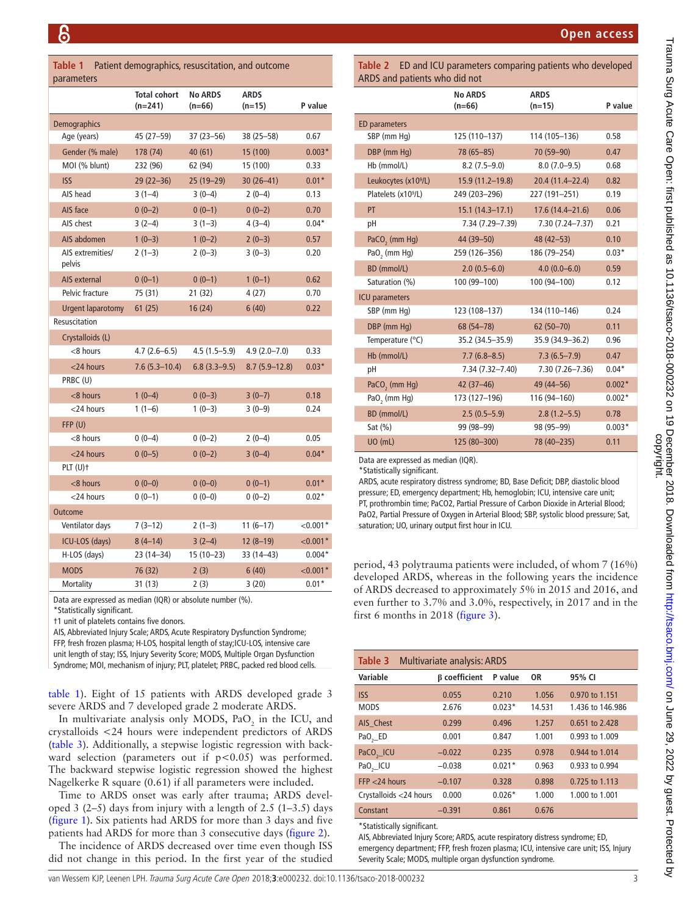**Table 1** Patient demographics, resuscitation, and outcome parameters

| | Total cohort (n=241) | No ARDS (n=66) | ARDS (n=15) | P value |
|---|---|---|---|---|
| Demographics | | | | |
| Age (years) | 45 (27–59) | 37 (23–56) | 38 (25–58) | 0.67 |
| Gender (% male) | 178 (74) | 40 (61) | 15 (100) | 0.003* |
| MOI (% blunt) | 232 (96) | 62 (94) | 15 (100) | 0.33 |
| ISS | 29 (22–36) | 25 (19–29) | 30 (26–41) | 0.01* |
| AIS head | 3 (1–4) | 3 (0–4) | 2 (0–4) | 0.13 |
| AIS face | 0 (0–2) | 0 (0–1) | 0 (0–2) | 0.70 |
| AIS chest | 3 (2–4) | 3 (1–3) | 4 (3–4) | 0.04* |
| AIS abdomen | 1 (0–3) | 1 (0–2) | 2 (0–3) | 0.57 |
| AIS extremities/pelvis | 2 (1–3) | 2 (0–3) | 3 (0–3) | 0.20 |
| AIS external | 0 (0–1) | 0 (0–1) | 1 (0–1) | 0.62 |
| Pelvic fracture | 75 (31) | 21 (32) | 4 (27) | 0.70 |
| Urgent laparotomy | 61 (25) | 16 (24) | 6 (40) | 0.22 |
| Resuscitation | | | | |
| Crystalloids (L) | | | | |
| <8 hours | 4.7 (2.6–6.5) | 4.5 (1.5–5.9) | 4.9 (2.0–7.0) | 0.33 |
| <24 hours | 7.6 (5.3–10.4) | 6.8 (3.3–9.5) | 8.7 (5.9–12.8) | 0.03* |
| PRBC (U) | | | | |
| <8 hours | 1 (0–4) | 0 (0–3) | 3 (0–7) | 0.18 |
| <24 hours | 1 (1–6) | 1 (0–3) | 3 (0–9) | 0.24 |
| FFP (U) | | | | |
| <8 hours | 0 (0–4) | 0 (0–2) | 2 (0–4) | 0.05 |
| <24 hours | 0 (0–5) | 0 (0–2) | 3 (0–4) | 0.04* |
| PLT (U)† | | | | |
| <8 hours | 0 (0–0) | 0 (0–0) | 0 (0–1) | 0.01* |
| <24 hours | 0 (0–1) | 0 (0–0) | 0 (0–2) | 0.02* |
| Outcome | | | | |
| Ventilator days | 7 (3–12) | 2 (1–3) | 11 (6–17) | <0.001* |
| ICU-LOS (days) | 8 (4–14) | 3 (2–4) | 12 (8–19) | <0.001* |
| H-LOS (days) | 23 (14–34) | 15 (10–23) | 33 (14–43) | 0.004* |
| MODS | 76 (32) | 2 (3) | 6 (40) | <0.001* |
| Mortality | 31 (13) | 2 (3) | 3 (20) | 0.01* |

Data are expressed as median (IQR) or absolute number (%).
*Statistically significant.
†1 unit of platelets contains five donors.
AIS, Abbreviated Injury Scale; ARDS, Acute Respiratory Dysfunction Syndrome; FFP, fresh frozen plasma; H-LOS, hospital length of stay;ICU-LOS, intensive care unit length of stay; ISS, Injury Severity Score; MODS, Multiple Organ Dysfunction Syndrome; MOI, mechanism of injury; PLT, platelet; PRBC, packed red blood cells.

table 1). Eight of 15 patients with ARDS developed grade 3 severe ARDS and 7 developed grade 2 moderate ARDS.

In multivariate analysis only MODS, $PaO_2$ in the ICU, and crystalloids <24 hours were independent predictors of ARDS (table 3). Additionally, a stepwise logistic regression with backward selection (parameters out if $p<0.05$) was performed. The backward stepwise logistic regression showed the highest Nagelkerke R square (0.61) if all parameters were included.

Time to ARDS onset was early after trauma; ARDS developed 3 (2–5) days from injury with a length of 2.5 (1–3.5) days (figure 1). Six patients had ARDS for more than 3 days and five patients had ARDS for more than 3 consecutive days (figure 2).

The incidence of ARDS decreased over time even though ISS did not change in this period. In the first year of the studied period, 43 polytrauma patients were included, of whom 7 (16%) developed ARDS, whereas in the following years the incidence of ARDS decreased to approximately 5% in 2015 and 2016, and even further to 3.7% and 3.0%, respectively, in 2017 and in the first 6 months in 2018 (figure 3).

**Table 2** ED and ICU parameters comparing patients who developed ARDS and patients who did not

| | No ARDS (n=66) | ARDS (n=15) | P value |
|---|---|---|---|
| ED parameters | | | |
| SBP (mm Hg) | 125 (110–137) | 114 (105–136) | 0.58 |
| DBP (mm Hg) | 78 (65–85) | 70 (59–90) | 0.47 |
| Hb (mmol/L) | 8.2 (7.5–9.0) | 8.0 (7.0–9.5) | 0.68 |
| Leukocytes ($x10^9$/L) | 15.9 (11.2–19.8) | 20.4 (11.4–22.4) | 0.82 |
| Platelets ($x10^9$/L) | 249 (203–296) | 227 (191–251) | 0.19 |
| PT | 15.1 (14.3–17.1) | 17.6 (14.4–21.6) | 0.06 |
| pH | 7.34 (7.29–7.39) | 7.30 (7.24–7.37) | 0.21 |
| $PaCO_2$ (mm Hg) | 44 (39–50) | 48 (42–53) | 0.10 |
| $PaO_2$ (mm Hg) | 259 (126–356) | 186 (79–254) | 0.03* |
| BD (mmol/L) | 2.0 (0.5–6.0) | 4.0 (0.0–6.0) | 0.59 |
| Saturation (%) | 100 (99–100) | 100 (94–100) | 0.12 |
| ICU parameters | | | |
| SBP (mm Hg) | 123 (108–137) | 134 (110–146) | 0.24 |
| DBP (mm Hg) | 68 (54–78) | 62 (50–70) | 0.11 |
| Temperature (°C) | 35.2 (34.5–35.9) | 35.9 (34.9–36.2) | 0.96 |
| Hb (mmol/L) | 7.7 (6.8–8.5) | 7.3 (6.5–7.9) | 0.47 |
| pH | 7.34 (7.32–7.40) | 7.30 (7.26–7.36) | 0.04* |
| $PaCO_2$ (mm Hg) | 42 (37–46) | 49 (44–56) | 0.002* |
| $PaO_2$ (mm Hg) | 173 (127–196) | 116 (94–160) | 0.002* |
| BD (mmol/L) | 2.5 (0.5–5.9) | 2.8 (1.2–5.5) | 0.78 |
| Sat (%) | 99 (98–99) | 98 (95–99) | 0.003* |
| UO (mL) | 125 (80–300) | 78 (40–235) | 0.11 |

Data are expressed as median (IQR).
*Statistically significant.
ARDS, acute respiratory distress syndrome; BD, Base Deficit; DBP, diastolic blood pressure; ED, emergency department; Hb, hemoglobin; ICU, intensive care unit; PT, prothrombin time; PaCO2, Partial Pressure of Carbon Dioxide in Arterial Blood; PaO2, Partial Pressure of Oxygen in Arterial Blood; SBP, systolic blood pressure; Sat, saturation; UO, urinary output first hour in ICU.

**Table 3** Multivariate analysis: ARDS

| Variable | β coefficient | P value | OR | 95% CI |
|---|---|---|---|---|
| ISS | 0.055 | 0.210 | 1.056 | 0.970 to 1.151 |
| MODS | 2.676 | 0.023* | 14.531 | 1.436 to 146.986 |
| AIS_Chest | 0.299 | 0.496 | 1.257 | 0.651 to 2.428 |
| $PaO_2$_ED | 0.001 | 0.847 | 1.001 | 0.993 to 1.009 |
| $PaCO_2$_ICU | −0.022 | 0.235 | 0.978 | 0.944 to 1.014 |
| $PaO_2$_ICU | −0.038 | 0.021* | 0.963 | 0.933 to 0.994 |
| FFP <24 hours | −0.107 | 0.328 | 0.898 | 0.725 to 1.113 |
| Crystalloids <24 hours | 0.000 | 0.026* | 1.000 | 1.000 to 1.001 |
| Constant | −0.391 | 0.861 | 0.676 | |

*Statistically significant.
AIS, Abbreviated Injury Score; ARDS, acute respiratory distress syndrome; ED, emergency department; FFP, fresh frozen plasma; ICU, intensive care unit; ISS, Injury Severity Scale; MODS, multiple organ dysfunction syndrome.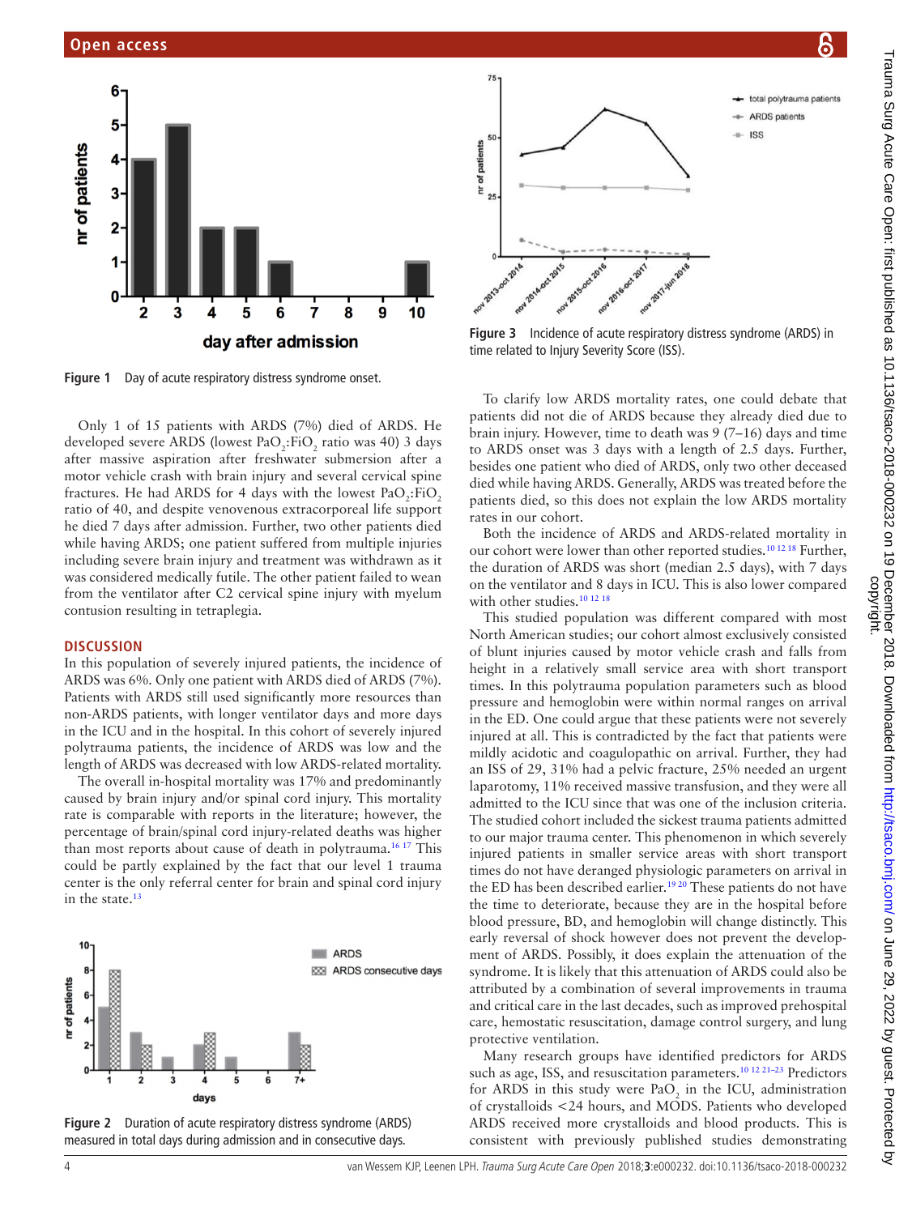Figure 1 Day of acute respiratory distress syndrome onset.

Only 1 of 15 patients with ARDS (7%) died of ARDS. He developed severe ARDS (lowest $PaO_2$:$FiO_2$ ratio was 40) 3 days after massive aspiration after freshwater submersion after a motor vehicle crash with brain injury and several cervical spine fractures. He had ARDS for 4 days with the lowest $PaO_2$:$FiO_2$ ratio of 40, and despite venovenous extracorporeal life support he died 7 days after admission. Further, two other patients died while having ARDS; one patient suffered from multiple injuries including severe brain injury and treatment was withdrawn as it was considered medically futile. The other patient failed to wean from the ventilator after C2 cervical spine injury with myelum contusion resulting in tetraplegia.

## DISCUSSION

In this population of severely injured patients, the incidence of ARDS was 6%. Only one patient with ARDS died of ARDS (7%). Patients with ARDS still used significantly more resources than non-ARDS patients, with longer ventilator days and more days in the ICU and in the hospital. In this cohort of severely injured polytrauma patients, the incidence of ARDS was low and the length of ARDS was decreased with low ARDS-related mortality.

The overall in-hospital mortality was 17% and predominantly caused by brain injury and/or spinal cord injury. This mortality rate is comparable with reports in the literature; however, the percentage of brain/spinal cord injury-related deaths was higher than most reports about cause of death in polytrauma.[16,17] This could be partly explained by the fact that our level 1 trauma center is the only referral center for brain and spinal cord injury in the state.[13]

Figure 2 Duration of acute respiratory distress syndrome (ARDS) measured in total days during admission and in consecutive days.

Figure 3 Incidence of acute respiratory distress syndrome (ARDS) in time related to Injury Severity Score (ISS).

To clarify low ARDS mortality rates, one could debate that patients did not die of ARDS because they already died due to brain injury. However, time to death was 9 (7–16) days and time to ARDS onset was 3 days with a length of 2.5 days. Further, besides one patient who died of ARDS, only two other deceased died while having ARDS. Generally, ARDS was treated before the patients died, so this does not explain the low ARDS mortality rates in our cohort.

Both the incidence of ARDS and ARDS-related mortality in our cohort were lower than other reported studies.[10,12,18] Further, the duration of ARDS was short (median 2.5 days), with 7 days on the ventilator and 8 days in ICU. This is also lower compared with other studies.[10,12,18]

This studied population was different compared with most North American studies; our cohort almost exclusively consisted of blunt injuries caused by motor vehicle crash and falls from height in a relatively small service area with short transport times. In this polytrauma population parameters such as blood pressure and hemoglobin were within normal ranges on arrival in the ED. One could argue that these patients were not severely injured at all. This is contradicted by the fact that patients were mildly acidotic and coagulopathic on arrival. Further, they had an ISS of 29, 31% had a pelvic fracture, 25% needed an urgent laparotomy, 11% received massive transfusion, and they were all admitted to the ICU since that was one of the inclusion criteria. The studied cohort included the sickest trauma patients admitted to our major trauma center. This phenomenon in which severely injured patients in smaller service areas with short transport times do not have deranged physiologic parameters on arrival in the ED has been described earlier.[19,20] These patients do not have the time to deteriorate, because they are in the hospital before blood pressure, BD, and hemoglobin will change distinctly. This early reversal of shock however does not prevent the development of ARDS. Possibly, it does explain the attenuation of the syndrome. It is likely that this attenuation of ARDS could also be attributed by a combination of several improvements in trauma and critical care in the last decades, such as improved prehospital care, hemostatic resuscitation, damage control surgery, and lung protective ventilation.

Many research groups have identified predictors for ARDS such as age, ISS, and resuscitation parameters.[10,12,21–23] Predictors for ARDS in this study were $PaO_2$ in the ICU, administration of crystalloids <24 hours, and MODS. Patients who developed ARDS received more crystalloids and blood products. This is consistent with previously published studies demonstrating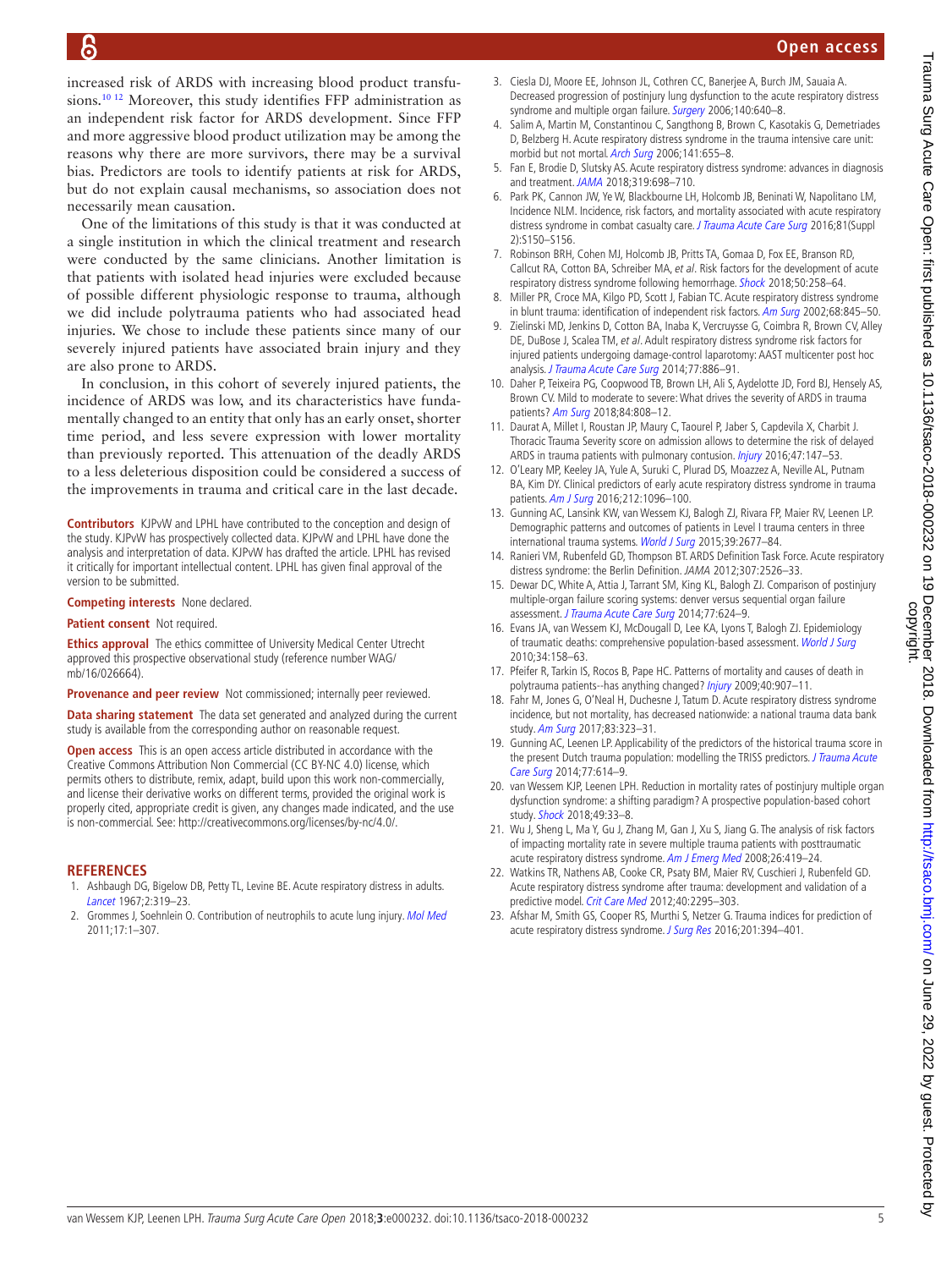increased risk of ARDS with increasing blood product transfusions.[10 12] Moreover, this study identifies FFP administration as an independent risk factor for ARDS development. Since FFP and more aggressive blood product utilization may be among the reasons why there are more survivors, there may be a survival bias. Predictors are tools to identify patients at risk for ARDS, but do not explain causal mechanisms, so association does not necessarily mean causation.

One of the limitations of this study is that it was conducted at a single institution in which the clinical treatment and research were conducted by the same clinicians. Another limitation is that patients with isolated head injuries were excluded because of possible different physiologic response to trauma, although we did include polytrauma patients who had associated head injuries. We chose to include these patients since many of our severely injured patients have associated brain injury and they are also prone to ARDS.

In conclusion, in this cohort of severely injured patients, the incidence of ARDS was low, and its characteristics have fundamentally changed to an entity that only has an early onset, shorter time period, and less severe expression with lower mortality than previously reported. This attenuation of the deadly ARDS to a less deleterious disposition could be considered a success of the improvements in trauma and critical care in the last decade.

**Contributors** KJPvW and LPHL have contributed to the conception and design of the study. KJPvW has prospectively collected data. KJPvW and LPHL have done the analysis and interpretation of data. KJPvW has drafted the article. LPHL has revised it critically for important intellectual content. LPHL has given final approval of the version to be submitted.

**Competing interests** None declared.

**Patient consent** Not required.

**Ethics approval** The ethics committee of University Medical Center Utrecht approved this prospective observational study (reference number WAG/mb/16/026664).

**Provenance and peer review** Not commissioned; internally peer reviewed.

**Data sharing statement** The data set generated and analyzed during the current study is available from the corresponding author on reasonable request.

**Open access** This is an open access article distributed in accordance with the Creative Commons Attribution Non Commercial (CC BY-NC 4.0) license, which permits others to distribute, remix, adapt, build upon this work non-commercially, and license their derivative works on different terms, provided the original work is properly cited, appropriate credit is given, any changes made indicated, and the use is non-commercial. See: http://creativecommons.org/licenses/by-nc/4.0/.

## REFERENCES

1. Ashbaugh DG, Bigelow DB, Petty TL, Levine BE. Acute respiratory distress in adults. *Lancet* 1967;2:319–23.
2. Grommes J, Soehnlein O. Contribution of neutrophils to acute lung injury. *Mol Med* 2011;17:1–307.
3. Ciesla DJ, Moore EE, Johnson JL, Cothren CC, Banerjee A, Burch JM, Sauaia A. Decreased progression of postinjury lung dysfunction to the acute respiratory distress syndrome and multiple organ failure. *Surgery* 2006;140:640–8.
4. Salim A, Martin M, Constantinou C, Sangthong B, Brown C, Kasotakis G, Demetriades D, Belzberg H. Acute respiratory distress syndrome in the trauma intensive care unit: morbid but not mortal. *Arch Surg* 2006;141:655–8.
5. Fan E, Brodie D, Slutsky AS. Acute respiratory distress syndrome: advances in diagnosis and treatment. *JAMA* 2018;319:698–710.
6. Park PK, Cannon JW, Ye W, Blackbourne LH, Holcomb JB, Beninati W, Napolitano LM, Incidence NLM. Incidence, risk factors, and mortality associated with acute respiratory distress syndrome in combat casualty care. *J Trauma Acute Care Surg* 2016;81(Suppl 2):S150–S156.
7. Robinson BRH, Cohen MJ, Holcomb JB, Pritts TA, Gomaa D, Fox EE, Branson RD, Callcut RA, Cotton BA, Schreiber MA, *et al*. Risk factors for the development of acute respiratory distress syndrome following hemorrhage. *Shock* 2018;50:258–64.
8. Miller PR, Croce MA, Kilgo PD, Scott J, Fabian TC. Acute respiratory distress syndrome in blunt trauma: identification of independent risk factors. *Am Surg* 2002;68:845–50.
9. Zielinski MD, Jenkins D, Cotton BA, Inaba K, Vercruysse G, Coimbra R, Brown CV, Alley DE, DuBose J, Scalea TM, *et al*. Adult respiratory distress syndrome risk factors for injured patients undergoing damage-control laparotomy: AAST multicenter post hoc analysis. *J Trauma Acute Care Surg* 2014;77:886–91.
10. Daher P, Teixeira PG, Coopwood TB, Brown LH, Ali S, Aydelotte JD, Ford BJ, Hensely AS, Brown CV. Mild to moderate to severe: What drives the severity of ARDS in trauma patients? *Am Surg* 2018;84:808–12.
11. Daurat A, Millet I, Roustan JP, Maury C, Taourel P, Jaber S, Capdevila X, Charbit J. Thoracic Trauma Severity score on admission allows to determine the risk of delayed ARDS in trauma patients with pulmonary contusion. *Injury* 2016;47:147–53.
12. O'Leary MP, Keeley JA, Yule A, Suruki C, Plurad DS, Moazzez A, Neville AL, Putnam BA, Kim DY. Clinical predictors of early acute respiratory distress syndrome in trauma patients. *Am J Surg* 2016;212:1096–100.
13. Gunning AC, Lansink KW, van Wessem KJ, Balogh ZJ, Rivara FP, Maier RV, Leenen LP. Demographic patterns and outcomes of patients in Level I trauma centers in three international trauma systems. *World J Surg* 2015;39:2677–84.
14. Ranieri VM, Rubenfeld GD, Thompson BT. ARDS Definition Task Force. Acute respiratory distress syndrome: the Berlin Definition. *JAMA* 2012;307:2526–33.
15. Dewar DC, White A, Attia J, Tarrant SM, King KL, Balogh ZJ. Comparison of postinjury multiple-organ failure scoring systems: denver versus sequential organ failure assessment. *J Trauma Acute Care Surg* 2014;77:624–9.
16. Evans JA, van Wessem KJ, McDougall D, Lee KA, Lyons T, Balogh ZJ. Epidemiology of traumatic deaths: comprehensive population-based assessment. *World J Surg* 2010;34:158–63.
17. Pfeifer R, Tarkin IS, Rocos B, Pape HC. Patterns of mortality and causes of death in polytrauma patients--has anything changed? *Injury* 2009;40:907–11.
18. Fahr M, Jones G, O'Neal H, Duchesne J, Tatum D. Acute respiratory distress syndrome incidence, but not mortality, has decreased nationwide: a national trauma data bank study. *Am Surg* 2017;83:323–31.
19. Gunning AC, Leenen LP. Applicability of the predictors of the historical trauma score in the present Dutch trauma population: modelling the TRISS predictors. *J Trauma Acute Care Surg* 2014;77:614–9.
20. van Wessem KJP, Leenen LPH. Reduction in mortality rates of postinjury multiple organ dysfunction syndrome: a shifting paradigm? A prospective population-based cohort study. *Shock* 2018;49:33–8.
21. Wu J, Sheng L, Ma Y, Gu J, Zhang M, Gan J, Xu S, Jiang G. The analysis of risk factors of impacting mortality rate in severe multiple trauma patients with posttraumatic acute respiratory distress syndrome. *Am J Emerg Med* 2008;26:419–24.
22. Watkins TR, Nathens AB, Cooke CR, Psaty BM, Maier RV, Cuschieri J, Rubenfeld GD. Acute respiratory distress syndrome after trauma: development and validation of a predictive model. *Crit Care Med* 2012;40:2295–303.
23. Afshar M, Smith GS, Cooper RS, Murthi S, Netzer G. Trauma indices for prediction of acute respiratory distress syndrome. *J Surg Res* 2016;201:394–401.